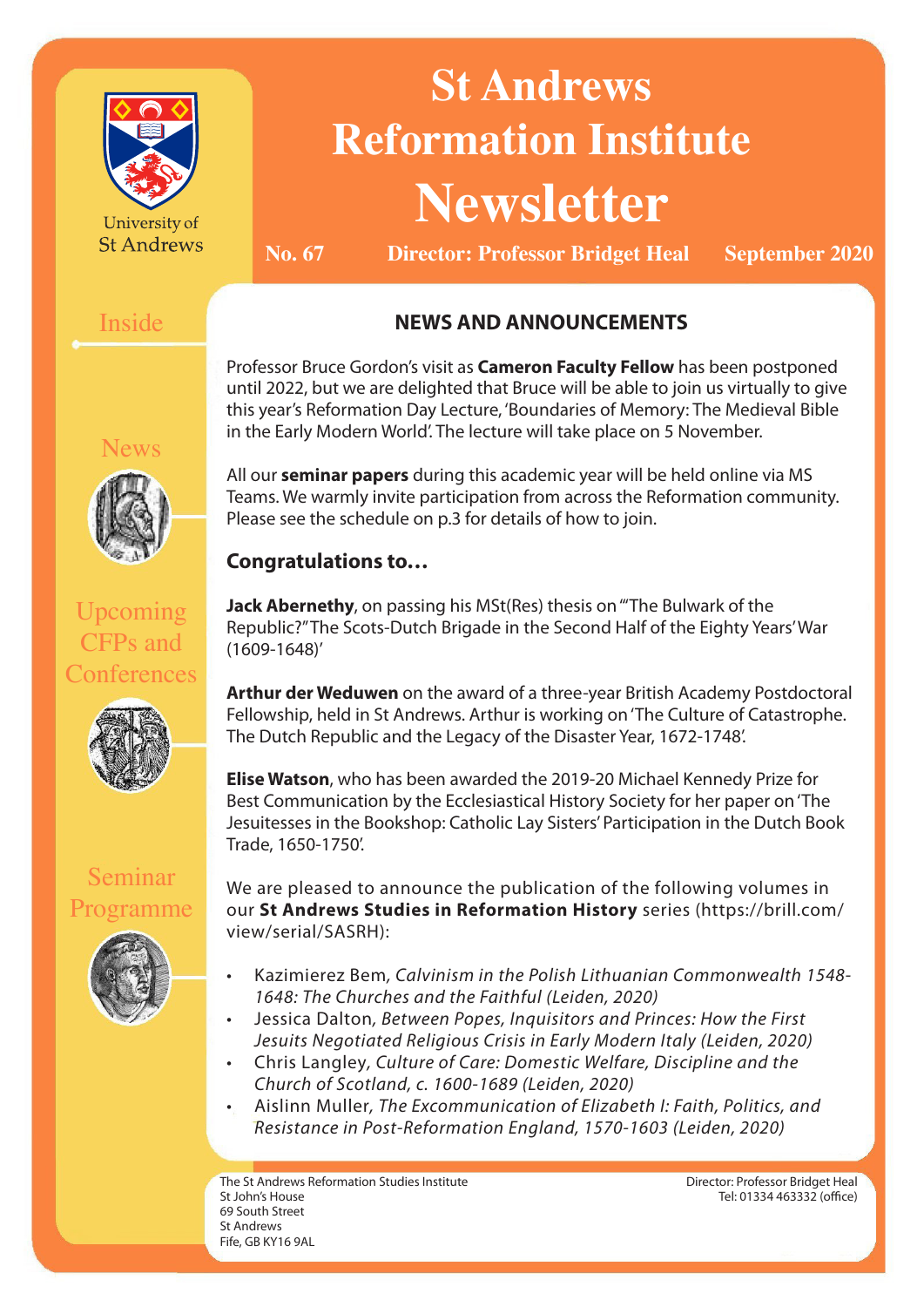# St Andrews Reformation Institute Newsletter

**No. 67** **Director: Professor Bridget Heal** **September 2020**

University of St Andrews

Inside

News

Upcoming CFPs and Conferences

Seminar Programme

## NEWS AND ANNOUNCEMENTS

Professor Bruce Gordon's visit as **Cameron Faculty Fellow** has been postponed until 2022, but we are delighted that Bruce will be able to join us virtually to give this year's Reformation Day Lecture, 'Boundaries of Memory: The Medieval Bible in the Early Modern World'. The lecture will take place on 5 November.

All our **seminar papers** during this academic year will be held online via MS Teams. We warmly invite participation from across the Reformation community. Please see the schedule on p.3 for details of how to join.

### Congratulations to…

**Jack Abernethy**, on passing his MSt(Res) thesis on '"The Bulwark of the Republic?" The Scots-Dutch Brigade in the Second Half of the Eighty Years' War (1609-1648)'

**Arthur der Weduwen** on the award of a three-year British Academy Postdoctoral Fellowship, held in St Andrews. Arthur is working on 'The Culture of Catastrophe. The Dutch Republic and the Legacy of the Disaster Year, 1672-1748'.

**Elise Watson**, who has been awarded the 2019-20 Michael Kennedy Prize for Best Communication by the Ecclesiastical History Society for her paper on 'The Jesuitesses in the Bookshop: Catholic Lay Sisters' Participation in the Dutch Book Trade, 1650-1750'.

We are pleased to announce the publication of the following volumes in our **St Andrews Studies in Reformation History** series (https://brill.com/view/serial/SASRH):

- Kazimierez Bem, *Calvinism in the Polish Lithuanian Commonwealth 1548-1648: The Churches and the Faithful (Leiden, 2020)*
- Jessica Dalton, *Between Popes, Inquisitors and Princes: How the First Jesuits Negotiated Religious Crisis in Early Modern Italy (Leiden, 2020)*
- Chris Langley, *Culture of Care: Domestic Welfare, Discipline and the Church of Scotland, c. 1600-1689 (Leiden, 2020)*
- Aislinn Muller, *The Excommunication of Elizabeth I: Faith, Politics, and Resistance in Post-Reformation England, 1570-1603 (Leiden, 2020)*

The St Andrews Reformation Studies Institute
St John's House
69 South Street
St Andrews
Fife, GB KY16 9AL

Director: Professor Bridget Heal
Tel: 01334 463332 (office)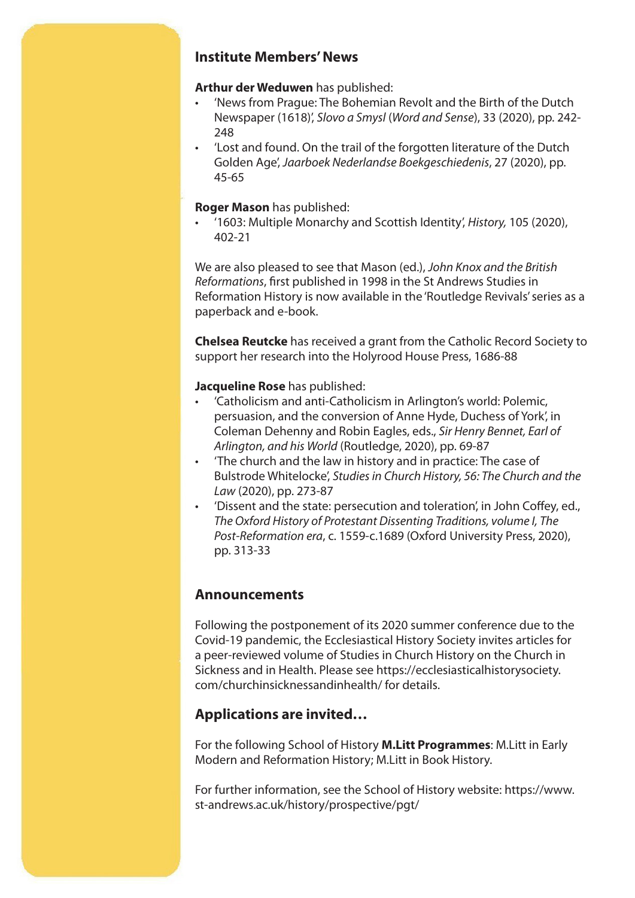## Institute Members' News

**Arthur der Weduwen** has published:

- 'News from Prague: The Bohemian Revolt and the Birth of the Dutch Newspaper (1618)', *Slovo a Smysl* (*Word and Sense*), 33 (2020), pp. 242-248
- 'Lost and found. On the trail of the forgotten literature of the Dutch Golden Age', *Jaarboek Nederlandse Boekgeschiedenis*, 27 (2020), pp. 45-65

**Roger Mason** has published:

- '1603: Multiple Monarchy and Scottish Identity', *History,* 105 (2020), 402-21

We are also pleased to see that Mason (ed.), *John Knox and the British Reformations*, first published in 1998 in the St Andrews Studies in Reformation History is now available in the 'Routledge Revivals' series as a paperback and e-book.

**Chelsea Reutcke** has received a grant from the Catholic Record Society to support her research into the Holyrood House Press, 1686-88

**Jacqueline Rose** has published:

- 'Catholicism and anti-Catholicism in Arlington's world: Polemic, persuasion, and the conversion of Anne Hyde, Duchess of York', in Coleman Dehenny and Robin Eagles, eds., *Sir Henry Bennet, Earl of Arlington, and his World* (Routledge, 2020), pp. 69-87
- 'The church and the law in history and in practice: The case of Bulstrode Whitelocke', *Studies in Church History, 56: The Church and the Law* (2020), pp. 273-87
- 'Dissent and the state: persecution and toleration', in John Coffey, ed., *The Oxford History of Protestant Dissenting Traditions, volume I, The Post-Reformation era*, c. 1559-c.1689 (Oxford University Press, 2020), pp. 313-33

## Announcements

Following the postponement of its 2020 summer conference due to the Covid-19 pandemic, the Ecclesiastical History Society invites articles for a peer-reviewed volume of Studies in Church History on the Church in Sickness and in Health. Please see https://ecclesiasticalhistorysociety.com/churchinsicknessandinhealth/ for details.

## Applications are invited…

For the following School of History **M.Litt Programmes**: M.Litt in Early Modern and Reformation History; M.Litt in Book History.

For further information, see the School of History website: https://www.st-andrews.ac.uk/history/prospective/pgt/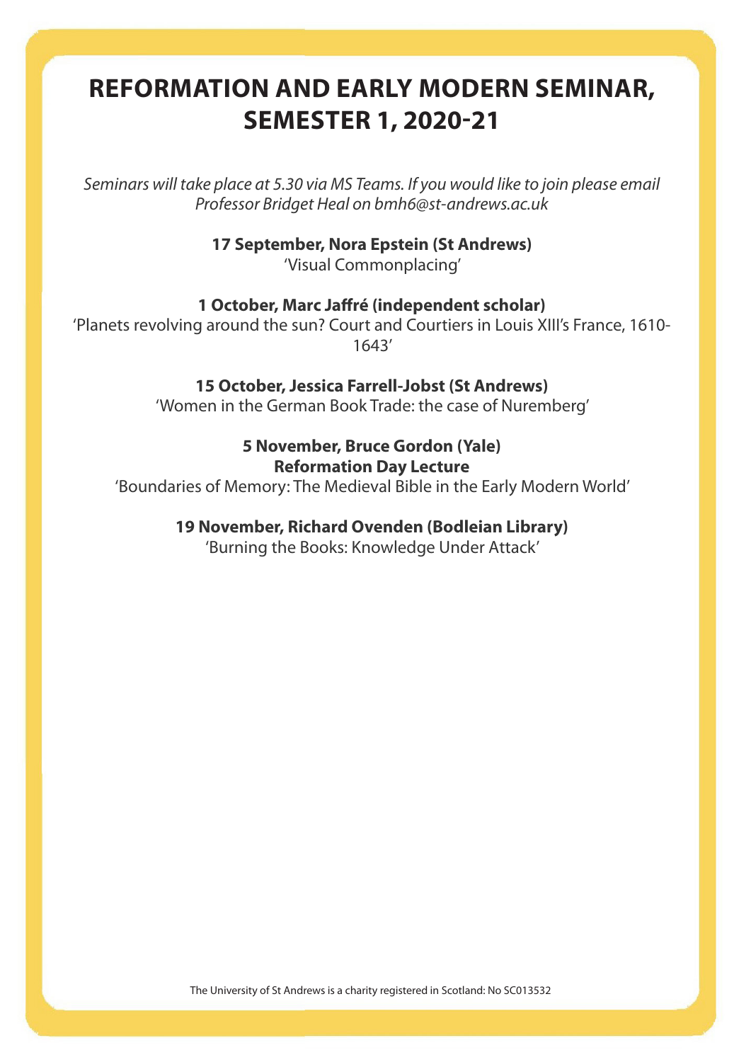# REFORMATION AND EARLY MODERN SEMINAR, SEMESTER 1, 2020-21

*Seminars will take place at 5.30 via MS Teams. If you would like to join please email Professor Bridget Heal on bmh6@st-andrews.ac.uk*

**17 September, Nora Epstein (St Andrews)**
'Visual Commonplacing'

**1 October, Marc Jaffré (independent scholar)**
'Planets revolving around the sun? Court and Courtiers in Louis XIII's France, 1610-1643'

**15 October, Jessica Farrell-Jobst (St Andrews)**
'Women in the German Book Trade: the case of Nuremberg'

**5 November, Bruce Gordon (Yale)**
**Reformation Day Lecture**
'Boundaries of Memory: The Medieval Bible in the Early Modern World'

**19 November, Richard Ovenden (Bodleian Library)**
'Burning the Books: Knowledge Under Attack'

The University of St Andrews is a charity registered in Scotland: No SC013532